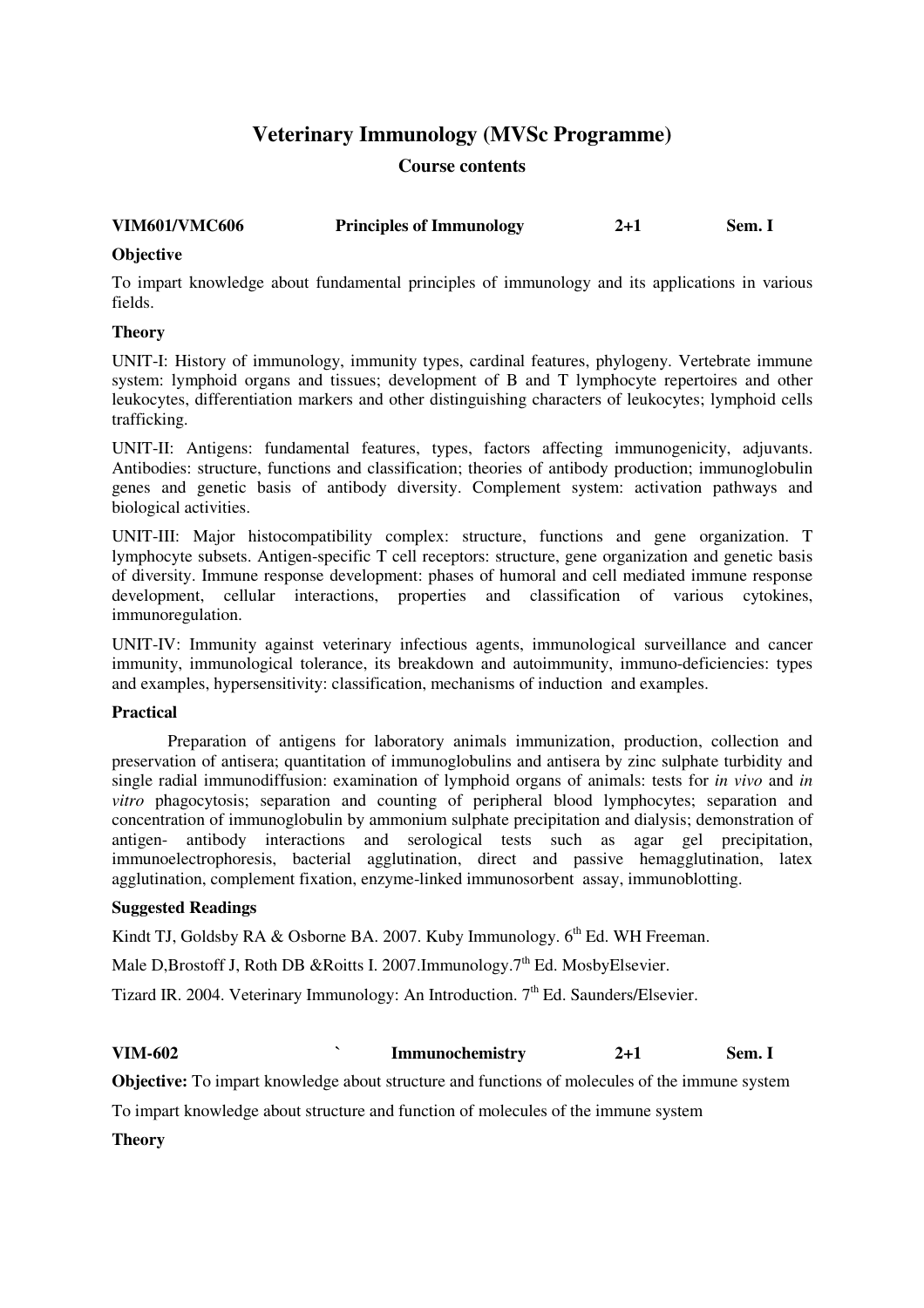# Veterinary Immunology (MVSc Programme)

## Course contents

**VIM601/VMC606 | Principles of Immunology | 2+1 | Sem. I**

**Objective**

To impart knowledge about fundamental principles of immunology and its applications in various fields.

**Theory**

UNIT-I: History of immunology, immunity types, cardinal features, phylogeny. Vertebrate immune system: lymphoid organs and tissues; development of B and T lymphocyte repertoires and other leukocytes, differentiation markers and other distinguishing characters of leukocytes; lymphoid cells trafficking.

UNIT-II: Antigens: fundamental features, types, factors affecting immunogenicity, adjuvants. Antibodies: structure, functions and classification; theories of antibody production; immunoglobulin genes and genetic basis of antibody diversity. Complement system: activation pathways and biological activities.

UNIT-III: Major histocompatibility complex: structure, functions and gene organization. T lymphocyte subsets. Antigen-specific T cell receptors: structure, gene organization and genetic basis of diversity. Immune response development: phases of humoral and cell mediated immune response development, cellular interactions, properties and classification of various cytokines, immunoregulation.

UNIT-IV: Immunity against veterinary infectious agents, immunological surveillance and cancer immunity, immunological tolerance, its breakdown and autoimmunity, immuno-deficiencies: types and examples, hypersensitivity: classification, mechanisms of induction and examples.

**Practical**

Preparation of antigens for laboratory animals immunization, production, collection and preservation of antisera; quantitation of immunoglobulins and antisera by zinc sulphate turbidity and single radial immunodiffusion: examination of lymphoid organs of animals: tests for *in vivo* and *in vitro* phagocytosis; separation and counting of peripheral blood lymphocytes; separation and concentration of immunoglobulin by ammonium sulphate precipitation and dialysis; demonstration of antigen- antibody interactions and serological tests such as agar gel precipitation, immunoelectrophoresis, bacterial agglutination, direct and passive hemagglutination, latex agglutination, complement fixation, enzyme-linked immunosorbent assay, immunoblotting.

**Suggested Readings**

Kindt TJ, Goldsby RA & Osborne BA. 2007. Kuby Immunology. 6th Ed. WH Freeman.

Male D,Brostoff J, Roth DB &Roitts I. 2007.Immunology.7th Ed. MosbyElsevier.

Tizard IR. 2004. Veterinary Immunology: An Introduction. 7th Ed. Saunders/Elsevier.

**VIM-602 | ` | Immunochemistry | 2+1 | Sem. I**

**Objective:** To impart knowledge about structure and functions of molecules of the immune system

To impart knowledge about structure and function of molecules of the immune system

**Theory**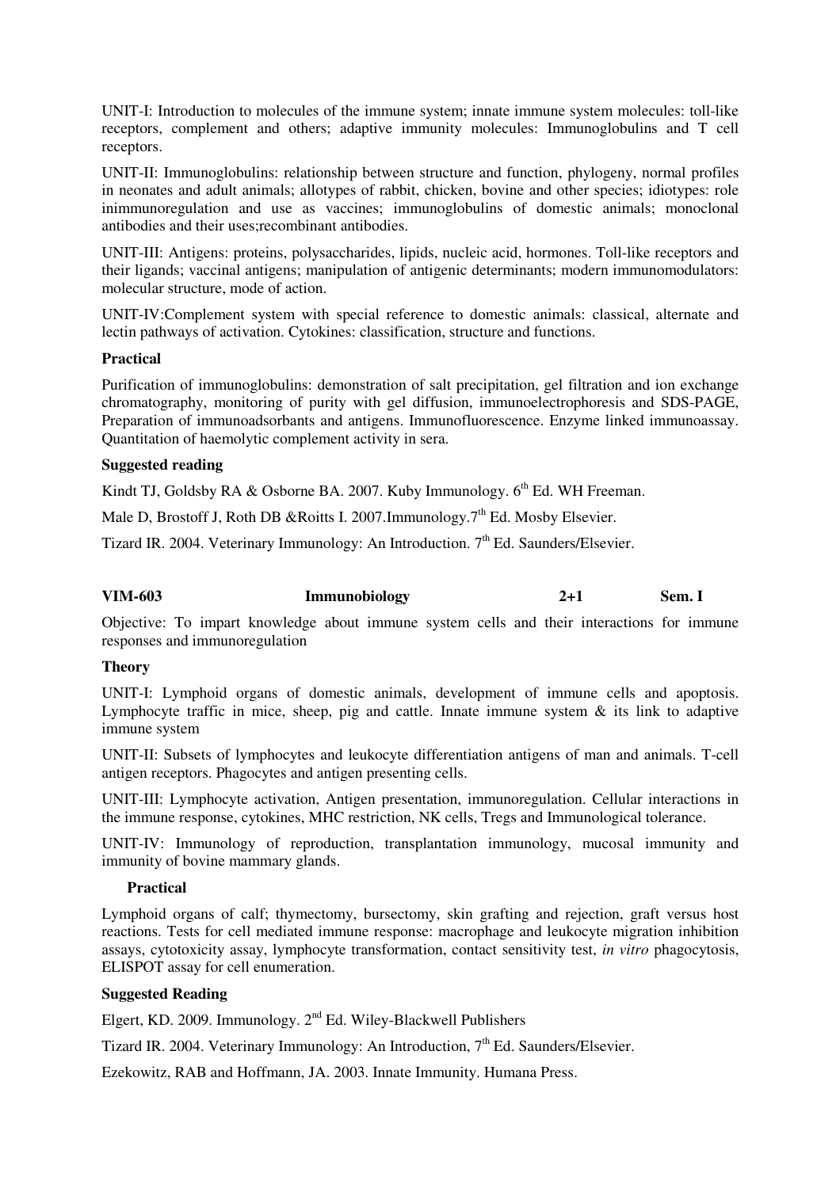UNIT-I: Introduction to molecules of the immune system; innate immune system molecules: toll-like receptors, complement and others; adaptive immunity molecules: Immunoglobulins and T cell receptors.

UNIT-II: Immunoglobulins: relationship between structure and function, phylogeny, normal profiles in neonates and adult animals; allotypes of rabbit, chicken, bovine and other species; idiotypes: role inimmunoregulation and use as vaccines; immunoglobulins of domestic animals; monoclonal antibodies and their uses;recombinant antibodies.

UNIT-III: Antigens: proteins, polysaccharides, lipids, nucleic acid, hormones. Toll-like receptors and their ligands; vaccinal antigens; manipulation of antigenic determinants; modern immunomodulators: molecular structure, mode of action.

UNIT-IV:Complement system with special reference to domestic animals: classical, alternate and lectin pathways of activation. Cytokines: classification, structure and functions.

**Practical**

Purification of immunoglobulins: demonstration of salt precipitation, gel filtration and ion exchange chromatography, monitoring of purity with gel diffusion, immunoelectrophoresis and SDS-PAGE, Preparation of immunoadsorbants and antigens. Immunofluorescence. Enzyme linked immunoassay. Quantitation of haemolytic complement activity in sera.

**Suggested reading**

Kindt TJ, Goldsby RA & Osborne BA. 2007. Kuby Immunology. 6th Ed. WH Freeman.

Male D, Brostoff J, Roth DB &Roitts I. 2007.Immunology.7th Ed. Mosby Elsevier.

Tizard IR. 2004. Veterinary Immunology: An Introduction. 7th Ed. Saunders/Elsevier.

**VIM-603 Immunobiology 2+1 Sem. I**

Objective: To impart knowledge about immune system cells and their interactions for immune responses and immunoregulation

**Theory**

UNIT-I: Lymphoid organs of domestic animals, development of immune cells and apoptosis. Lymphocyte traffic in mice, sheep, pig and cattle. Innate immune system & its link to adaptive immune system

UNIT-II: Subsets of lymphocytes and leukocyte differentiation antigens of man and animals. T-cell antigen receptors. Phagocytes and antigen presenting cells.

UNIT-III: Lymphocyte activation, Antigen presentation, immunoregulation. Cellular interactions in the immune response, cytokines, MHC restriction, NK cells, Tregs and Immunological tolerance.

UNIT-IV: Immunology of reproduction, transplantation immunology, mucosal immunity and immunity of bovine mammary glands.

**Practical**

Lymphoid organs of calf; thymectomy, bursectomy, skin grafting and rejection, graft versus host reactions. Tests for cell mediated immune response: macrophage and leukocyte migration inhibition assays, cytotoxicity assay, lymphocyte transformation, contact sensitivity test, *in vitro* phagocytosis, ELISPOT assay for cell enumeration.

**Suggested Reading**

Elgert, KD. 2009. Immunology. 2nd Ed. Wiley-Blackwell Publishers

Tizard IR. 2004. Veterinary Immunology: An Introduction, 7th Ed. Saunders/Elsevier.

Ezekowitz, RAB and Hoffmann, JA. 2003. Innate Immunity. Humana Press.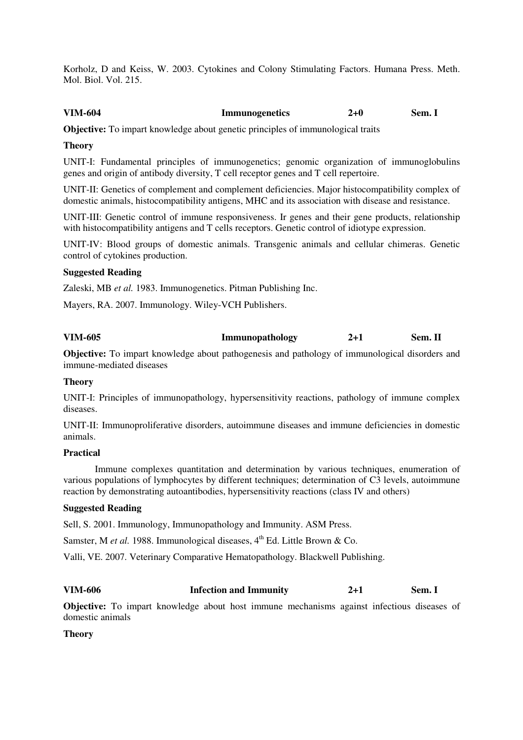Korholz, D and Keiss, W. 2003. Cytokines and Colony Stimulating Factors. Humana Press. Meth. Mol. Biol. Vol. 215.

**VIM-604 Immunogenetics 2+0 Sem. I**

**Objective:** To impart knowledge about genetic principles of immunological traits

**Theory**

UNIT-I: Fundamental principles of immunogenetics; genomic organization of immunoglobulins genes and origin of antibody diversity, T cell receptor genes and T cell repertoire.

UNIT-II: Genetics of complement and complement deficiencies. Major histocompatibility complex of domestic animals, histocompatibility antigens, MHC and its association with disease and resistance.

UNIT-III: Genetic control of immune responsiveness. Ir genes and their gene products, relationship with histocompatibility antigens and T cells receptors. Genetic control of idiotype expression.

UNIT-IV: Blood groups of domestic animals. Transgenic animals and cellular chimeras. Genetic control of cytokines production.

**Suggested Reading**

Zaleski, MB *et al.* 1983. Immunogenetics. Pitman Publishing Inc.

Mayers, RA. 2007. Immunology. Wiley-VCH Publishers.

**VIM-605 Immunopathology 2+1 Sem. II**

**Objective:** To impart knowledge about pathogenesis and pathology of immunological disorders and immune-mediated diseases

**Theory**

UNIT-I: Principles of immunopathology, hypersensitivity reactions, pathology of immune complex diseases.

UNIT-II: Immunoproliferative disorders, autoimmune diseases and immune deficiencies in domestic animals.

**Practical**

Immune complexes quantitation and determination by various techniques, enumeration of various populations of lymphocytes by different techniques; determination of C3 levels, autoimmune reaction by demonstrating autoantibodies, hypersensitivity reactions (class IV and others)

**Suggested Reading**

Sell, S. 2001. Immunology, Immunopathology and Immunity. ASM Press.

Samster, M *et al.* 1988. Immunological diseases, 4th Ed. Little Brown & Co.

Valli, VE. 2007. Veterinary Comparative Hematopathology. Blackwell Publishing.

**VIM-606 Infection and Immunity 2+1 Sem. I**

**Objective:** To impart knowledge about host immune mechanisms against infectious diseases of domestic animals

**Theory**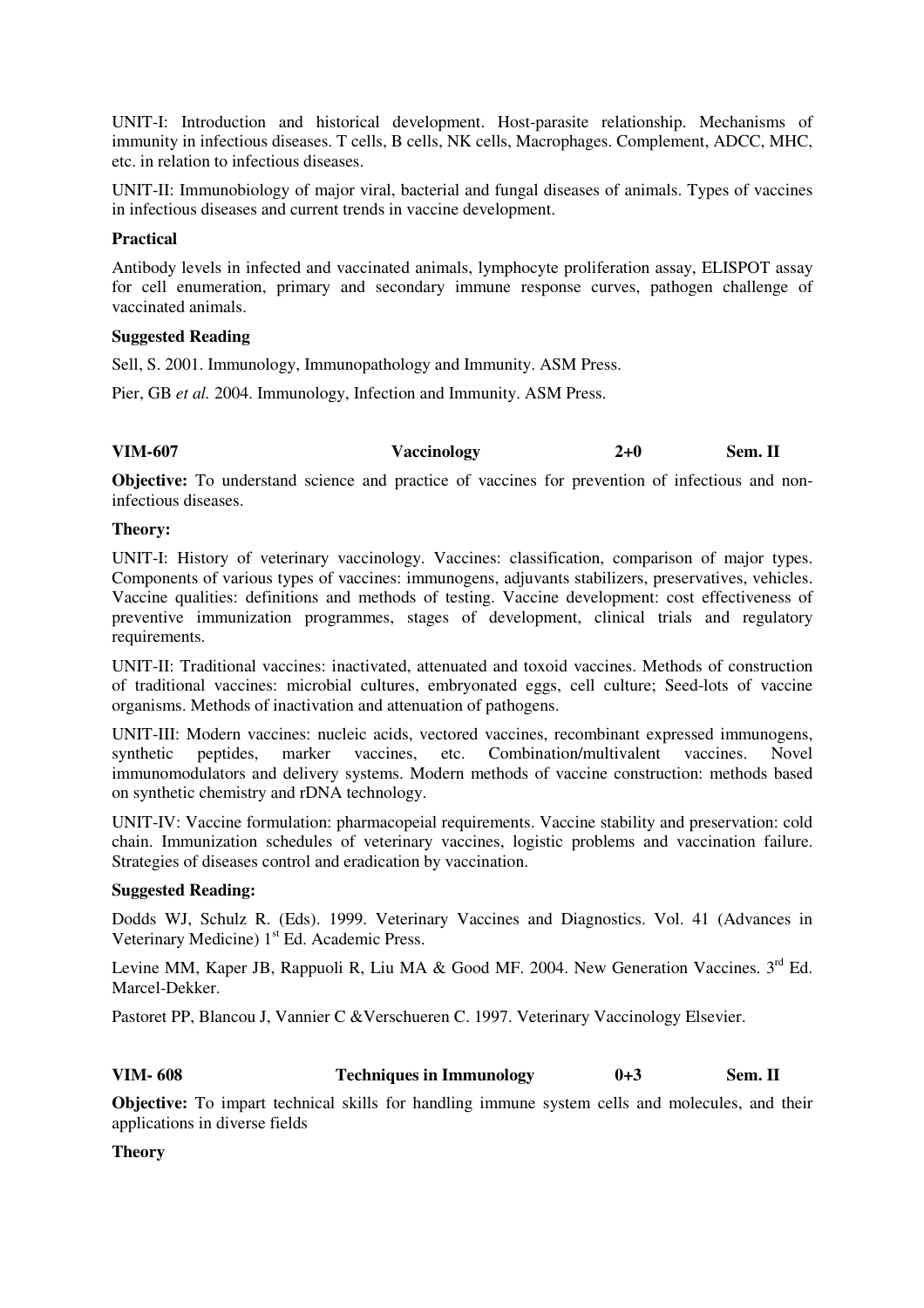UNIT-I: Introduction and historical development. Host-parasite relationship. Mechanisms of immunity in infectious diseases. T cells, B cells, NK cells, Macrophages. Complement, ADCC, MHC, etc. in relation to infectious diseases.

UNIT-II: Immunobiology of major viral, bacterial and fungal diseases of animals. Types of vaccines in infectious diseases and current trends in vaccine development.

**Practical**

Antibody levels in infected and vaccinated animals, lymphocyte proliferation assay, ELISPOT assay for cell enumeration, primary and secondary immune response curves, pathogen challenge of vaccinated animals.

**Suggested Reading**

Sell, S. 2001. Immunology, Immunopathology and Immunity. ASM Press.

Pier, GB *et al.* 2004. Immunology, Infection and Immunity. ASM Press.

**VIM-607 Vaccinology 2+0 Sem. II**

**Objective:** To understand science and practice of vaccines for prevention of infectious and non-infectious diseases.

**Theory:**

UNIT-I: History of veterinary vaccinology. Vaccines: classification, comparison of major types. Components of various types of vaccines: immunogens, adjuvants stabilizers, preservatives, vehicles. Vaccine qualities: definitions and methods of testing. Vaccine development: cost effectiveness of preventive immunization programmes, stages of development, clinical trials and regulatory requirements.

UNIT-II: Traditional vaccines: inactivated, attenuated and toxoid vaccines. Methods of construction of traditional vaccines: microbial cultures, embryonated eggs, cell culture; Seed-lots of vaccine organisms. Methods of inactivation and attenuation of pathogens.

UNIT-III: Modern vaccines: nucleic acids, vectored vaccines, recombinant expressed immunogens, synthetic peptides, marker vaccines, etc. Combination/multivalent vaccines. Novel immunomodulators and delivery systems. Modern methods of vaccine construction: methods based on synthetic chemistry and rDNA technology.

UNIT-IV: Vaccine formulation: pharmacopeial requirements. Vaccine stability and preservation: cold chain. Immunization schedules of veterinary vaccines, logistic problems and vaccination failure. Strategies of diseases control and eradication by vaccination.

**Suggested Reading:**

Dodds WJ, Schulz R. (Eds). 1999. Veterinary Vaccines and Diagnostics. Vol. 41 (Advances in Veterinary Medicine) 1st Ed. Academic Press.

Levine MM, Kaper JB, Rappuoli R, Liu MA & Good MF. 2004. New Generation Vaccines. 3rd Ed. Marcel-Dekker.

Pastoret PP, Blancou J, Vannier C &Verschueren C. 1997. Veterinary Vaccinology Elsevier.

**VIM- 608 Techniques in Immunology 0+3 Sem. II**

**Objective:** To impart technical skills for handling immune system cells and molecules, and their applications in diverse fields

**Theory**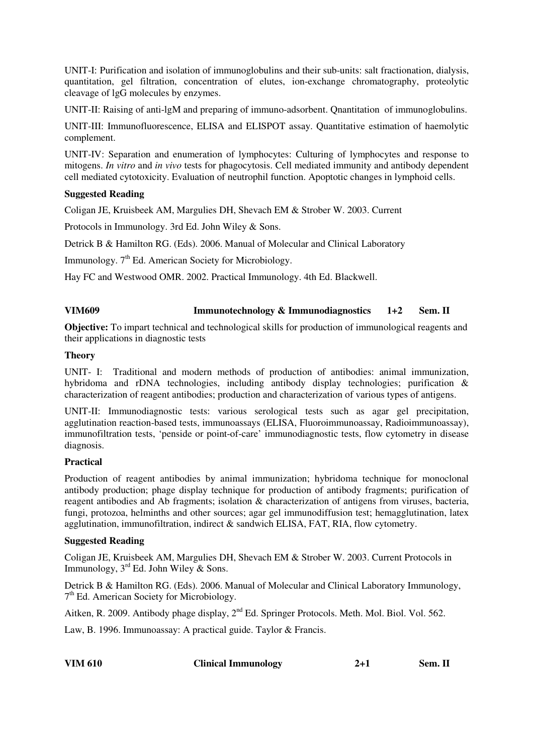UNIT-I: Purification and isolation of immunoglobulins and their sub-units: salt fractionation, dialysis, quantitation, gel filtration, concentration of elutes, ion-exchange chromatography, proteolytic cleavage of lgG molecules by enzymes.

UNIT-II: Raising of anti-lgM and preparing of immuno-adsorbent. Qnantitation of immunoglobulins.

UNIT-III: Immunofluorescence, ELISA and ELISPOT assay. Quantitative estimation of haemolytic complement.

UNIT-IV: Separation and enumeration of lymphocytes: Culturing of lymphocytes and response to mitogens. *In vitro* and *in vivo* tests for phagocytosis. Cell mediated immunity and antibody dependent cell mediated cytotoxicity. Evaluation of neutrophil function. Apoptotic changes in lymphoid cells.

**Suggested Reading**

Coligan JE, Kruisbeek AM, Margulies DH, Shevach EM & Strober W. 2003. Current

Protocols in Immunology. 3rd Ed. John Wiley & Sons.

Detrick B & Hamilton RG. (Eds). 2006. Manual of Molecular and Clinical Laboratory

Immunology. 7th Ed. American Society for Microbiology.

Hay FC and Westwood OMR. 2002. Practical Immunology. 4th Ed. Blackwell.

**VIM609 Immunotechnology & Immunodiagnostics 1+2 Sem. II**

**Objective:** To impart technical and technological skills for production of immunological reagents and their applications in diagnostic tests

**Theory**

UNIT- I: Traditional and modern methods of production of antibodies: animal immunization, hybridoma and rDNA technologies, including antibody display technologies; purification & characterization of reagent antibodies; production and characterization of various types of antigens.

UNIT-II: Immunodiagnostic tests: various serological tests such as agar gel precipitation, agglutination reaction-based tests, immunoassays (ELISA, Fluoroimmunoassay, Radioimmunoassay), immunofiltration tests, 'penside or point-of-care' immunodiagnostic tests, flow cytometry in disease diagnosis.

**Practical**

Production of reagent antibodies by animal immunization; hybridoma technique for monoclonal antibody production; phage display technique for production of antibody fragments; purification of reagent antibodies and Ab fragments; isolation & characterization of antigens from viruses, bacteria, fungi, protozoa, helminths and other sources; agar gel immunodiffusion test; hemagglutination, latex agglutination, immunofiltration, indirect & sandwich ELISA, FAT, RIA, flow cytometry.

**Suggested Reading**

Coligan JE, Kruisbeek AM, Margulies DH, Shevach EM & Strober W. 2003. Current Protocols in Immunology, 3rd Ed. John Wiley & Sons.

Detrick B & Hamilton RG. (Eds). 2006. Manual of Molecular and Clinical Laboratory Immunology, 7th Ed. American Society for Microbiology.

Aitken, R. 2009. Antibody phage display, 2nd Ed. Springer Protocols. Meth. Mol. Biol. Vol. 562.

Law, B. 1996. Immunoassay: A practical guide. Taylor & Francis.

**VIM 610 Clinical Immunology 2+1 Sem. II**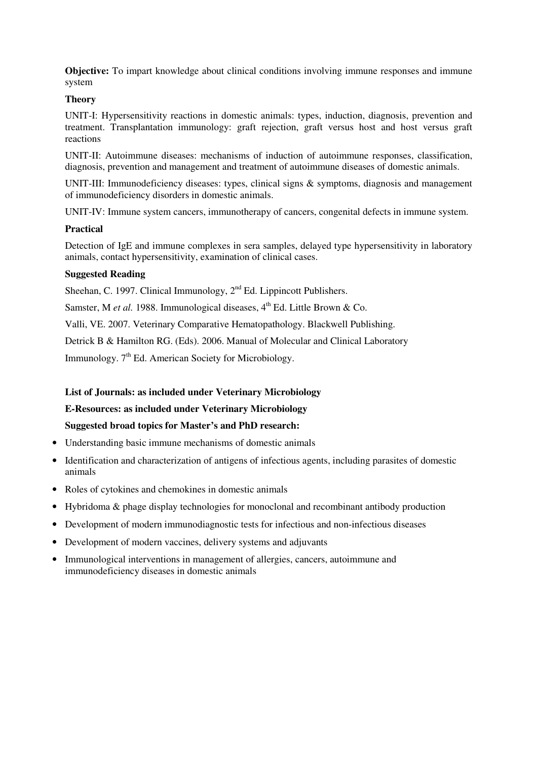**Objective:** To impart knowledge about clinical conditions involving immune responses and immune system

**Theory**

UNIT-I: Hypersensitivity reactions in domestic animals: types, induction, diagnosis, prevention and treatment. Transplantation immunology: graft rejection, graft versus host and host versus graft reactions

UNIT-II: Autoimmune diseases: mechanisms of induction of autoimmune responses, classification, diagnosis, prevention and management and treatment of autoimmune diseases of domestic animals.

UNIT-III: Immunodeficiency diseases: types, clinical signs & symptoms, diagnosis and management of immunodeficiency disorders in domestic animals.

UNIT-IV: Immune system cancers, immunotherapy of cancers, congenital defects in immune system.

**Practical**

Detection of IgE and immune complexes in sera samples, delayed type hypersensitivity in laboratory animals, contact hypersensitivity, examination of clinical cases.

**Suggested Reading**

Sheehan, C. 1997. Clinical Immunology, 2nd Ed. Lippincott Publishers.

Samster, M *et al.* 1988. Immunological diseases, 4th Ed. Little Brown & Co.

Valli, VE. 2007. Veterinary Comparative Hematopathology. Blackwell Publishing.

Detrick B & Hamilton RG. (Eds). 2006. Manual of Molecular and Clinical Laboratory Immunology. 7th Ed. American Society for Microbiology.

**List of Journals: as included under Veterinary Microbiology**

**E-Resources: as included under Veterinary Microbiology**

**Suggested broad topics for Master's and PhD research:**

- Understanding basic immune mechanisms of domestic animals
- Identification and characterization of antigens of infectious agents, including parasites of domestic animals
- Roles of cytokines and chemokines in domestic animals
- Hybridoma & phage display technologies for monoclonal and recombinant antibody production
- Development of modern immunodiagnostic tests for infectious and non-infectious diseases
- Development of modern vaccines, delivery systems and adjuvants
- Immunological interventions in management of allergies, cancers, autoimmune and immunodeficiency diseases in domestic animals